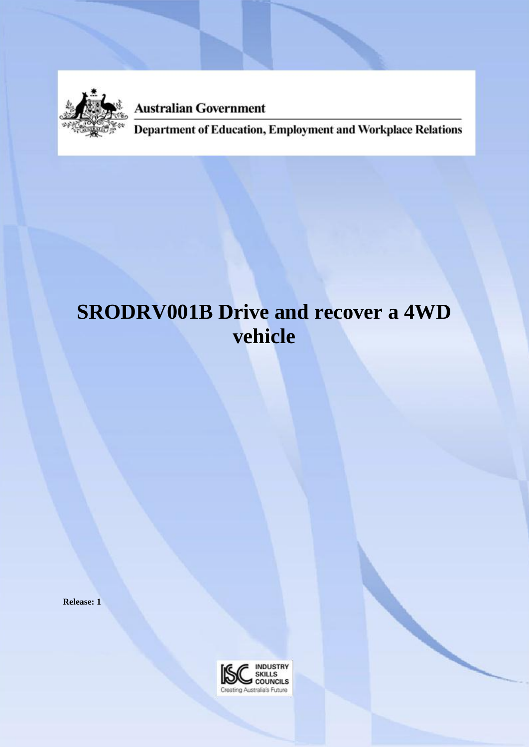Australian Government

Department of Education, Employment and Workplace Relations

# SRODRV001B Drive and recover a 4WD vehicle

**Release: 1**

INDUSTRY SKILLS COUNCILS

Creating Australia's Future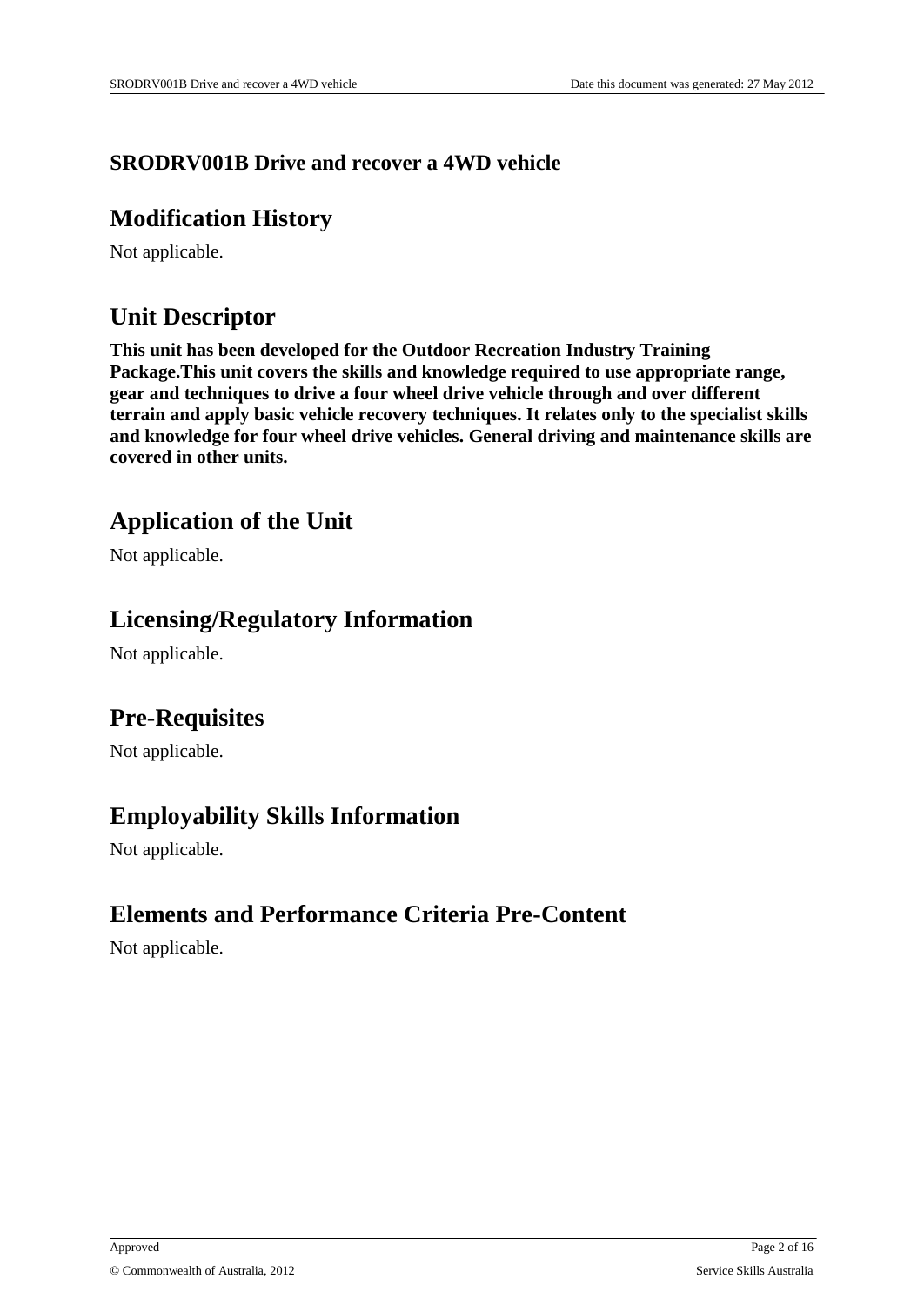**SRODRV001B Drive and recover a 4WD vehicle**

## Modification History

Not applicable.

## Unit Descriptor

**This unit has been developed for the Outdoor Recreation Industry Training Package.This unit covers the skills and knowledge required to use appropriate range, gear and techniques to drive a four wheel drive vehicle through and over different terrain and apply basic vehicle recovery techniques. It relates only to the specialist skills and knowledge for four wheel drive vehicles. General driving and maintenance skills are covered in other units.**

## Application of the Unit

Not applicable.

## Licensing/Regulatory Information

Not applicable.

## Pre-Requisites

Not applicable.

## Employability Skills Information

Not applicable.

## Elements and Performance Criteria Pre-Content

Not applicable.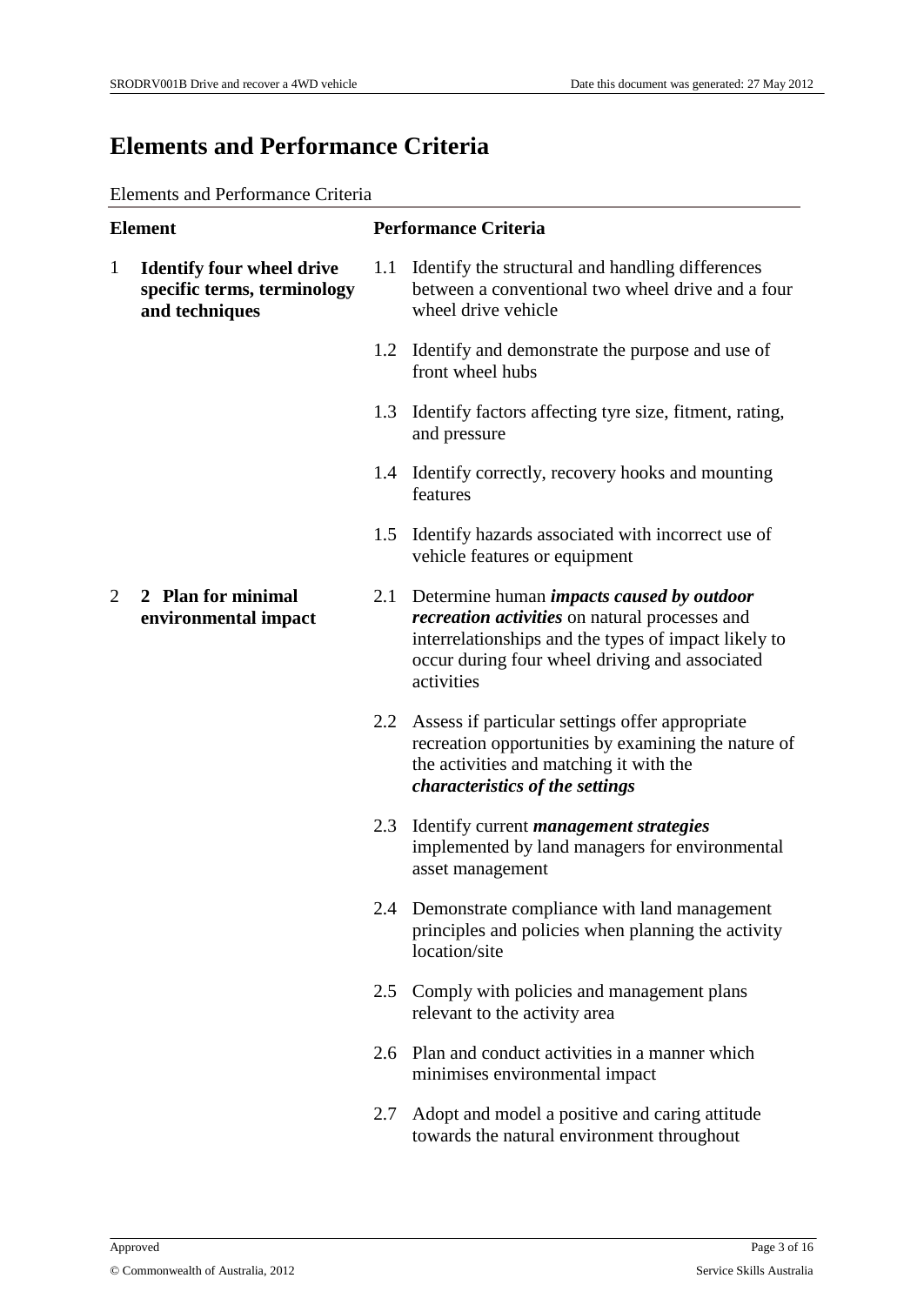# Elements and Performance Criteria

Elements and Performance Criteria

| Element | Performance Criteria |
| --- | --- |
| 1 **Identify four wheel drive specific terms, terminology and techniques** | 1.1 Identify the structural and handling differences between a conventional two wheel drive and a four wheel drive vehicle |
| | 1.2 Identify and demonstrate the purpose and use of front wheel hubs |
| | 1.3 Identify factors affecting tyre size, fitment, rating, and pressure |
| | 1.4 Identify correctly, recovery hooks and mounting features |
| | 1.5 Identify hazards associated with incorrect use of vehicle features or equipment |
| 2 **2 Plan for minimal environmental impact** | 2.1 Determine human ***impacts caused by outdoor recreation activities*** on natural processes and interrelationships and the types of impact likely to occur during four wheel driving and associated activities |
| | 2.2 Assess if particular settings offer appropriate recreation opportunities by examining the nature of the activities and matching it with the ***characteristics of the settings*** |
| | 2.3 Identify current ***management strategies*** implemented by land managers for environmental asset management |
| | 2.4 Demonstrate compliance with land management principles and policies when planning the activity location/site |
| | 2.5 Comply with policies and management plans relevant to the activity area |
| | 2.6 Plan and conduct activities in a manner which minimises environmental impact |
| | 2.7 Adopt and model a positive and caring attitude towards the natural environment throughout |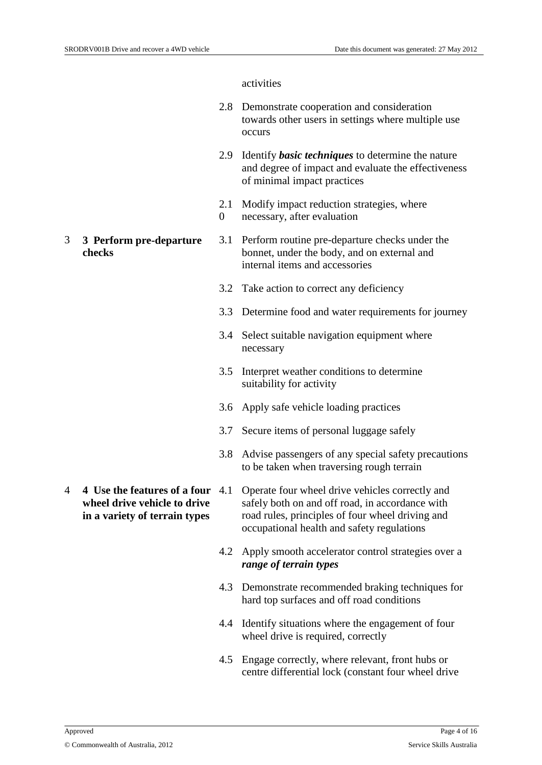| | | | |
|---|---|---|---|
| | | | activities |
| | | 2.8 | Demonstrate cooperation and consideration towards other users in settings where multiple use occurs |
| | | 2.9 | Identify ***basic techniques*** to determine the nature and degree of impact and evaluate the effectiveness of minimal impact practices |
| | | 2.10 | Modify impact reduction strategies, where necessary, after evaluation |
| 3 | **3 Perform pre-departure checks** | 3.1 | Perform routine pre-departure checks under the bonnet, under the body, and on external and internal items and accessories |
| | | 3.2 | Take action to correct any deficiency |
| | | 3.3 | Determine food and water requirements for journey |
| | | 3.4 | Select suitable navigation equipment where necessary |
| | | 3.5 | Interpret weather conditions to determine suitability for activity |
| | | 3.6 | Apply safe vehicle loading practices |
| | | 3.7 | Secure items of personal luggage safely |
| | | 3.8 | Advise passengers of any special safety precautions to be taken when traversing rough terrain |
| 4 | **4 Use the features of a four wheel drive vehicle to drive in a variety of terrain types** | 4.1 | Operate four wheel drive vehicles correctly and safely both on and off road, in accordance with road rules, principles of four wheel driving and occupational health and safety regulations |
| | | 4.2 | Apply smooth accelerator control strategies over a ***range of terrain types*** |
| | | 4.3 | Demonstrate recommended braking techniques for hard top surfaces and off road conditions |
| | | 4.4 | Identify situations where the engagement of four wheel drive is required, correctly |
| | | 4.5 | Engage correctly, where relevant, front hubs or centre differential lock (constant four wheel drive |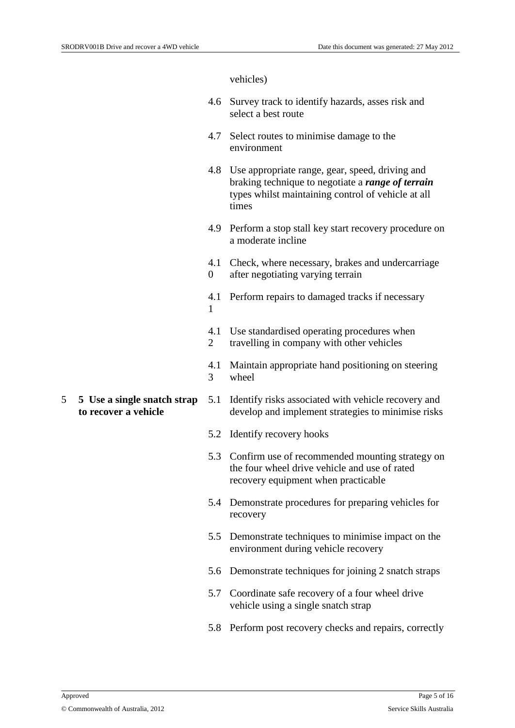| | |
|---|---|
| | vehicles) |
| | 4.6 Survey track to identify hazards, asses risk and select a best route |
| | 4.7 Select routes to minimise damage to the environment |
| | 4.8 Use appropriate range, gear, speed, driving and braking technique to negotiate a ***range of terrain*** types whilst maintaining control of vehicle at all times |
| | 4.9 Perform a stop stall key start recovery procedure on a moderate incline |
| | 4.10 Check, where necessary, brakes and undercarriage after negotiating varying terrain |
| | 4.11 Perform repairs to damaged tracks if necessary |
| | 4.12 Use standardised operating procedures when travelling in company with other vehicles |
| | 4.13 Maintain appropriate hand positioning on steering wheel |
| 5 **5 Use a single snatch strap to recover a vehicle** | 5.1 Identify risks associated with vehicle recovery and develop and implement strategies to minimise risks |
| | 5.2 Identify recovery hooks |
| | 5.3 Confirm use of recommended mounting strategy on the four wheel drive vehicle and use of rated recovery equipment when practicable |
| | 5.4 Demonstrate procedures for preparing vehicles for recovery |
| | 5.5 Demonstrate techniques to minimise impact on the environment during vehicle recovery |
| | 5.6 Demonstrate techniques for joining 2 snatch straps |
| | 5.7 Coordinate safe recovery of a four wheel drive vehicle using a single snatch strap |
| | 5.8 Perform post recovery checks and repairs, correctly |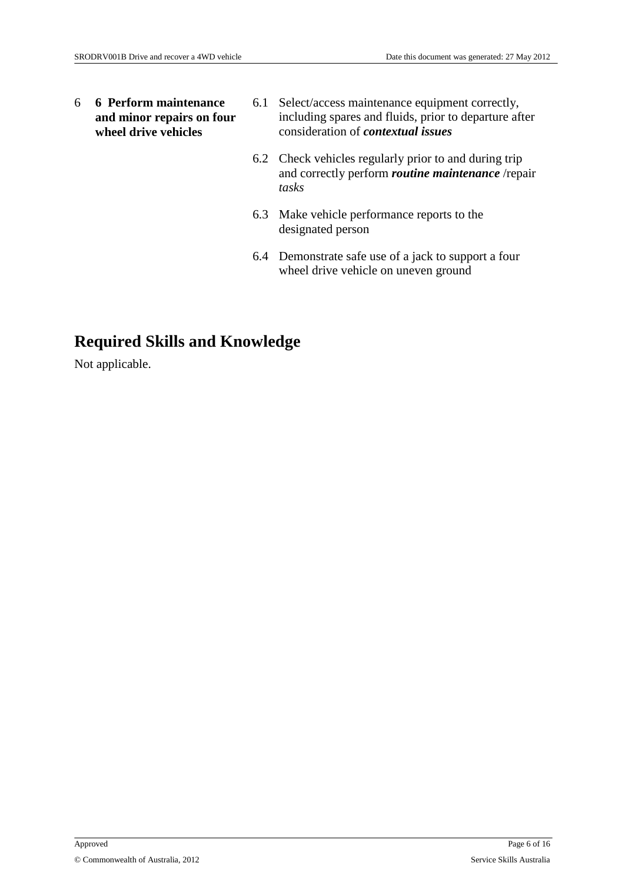| | | | |
|---|---|---|---|
| 6 | **6 Perform maintenance and minor repairs on four wheel drive vehicles** | 6.1 | Select/access maintenance equipment correctly, including spares and fluids, prior to departure after consideration of ***contextual issues*** |
| | | 6.2 | Check vehicles regularly prior to and during trip and correctly perform ***routine maintenance*** /repair *tasks* |
| | | 6.3 | Make vehicle performance reports to the designated person |
| | | 6.4 | Demonstrate safe use of a jack to support a four wheel drive vehicle on uneven ground |

## Required Skills and Knowledge

Not applicable.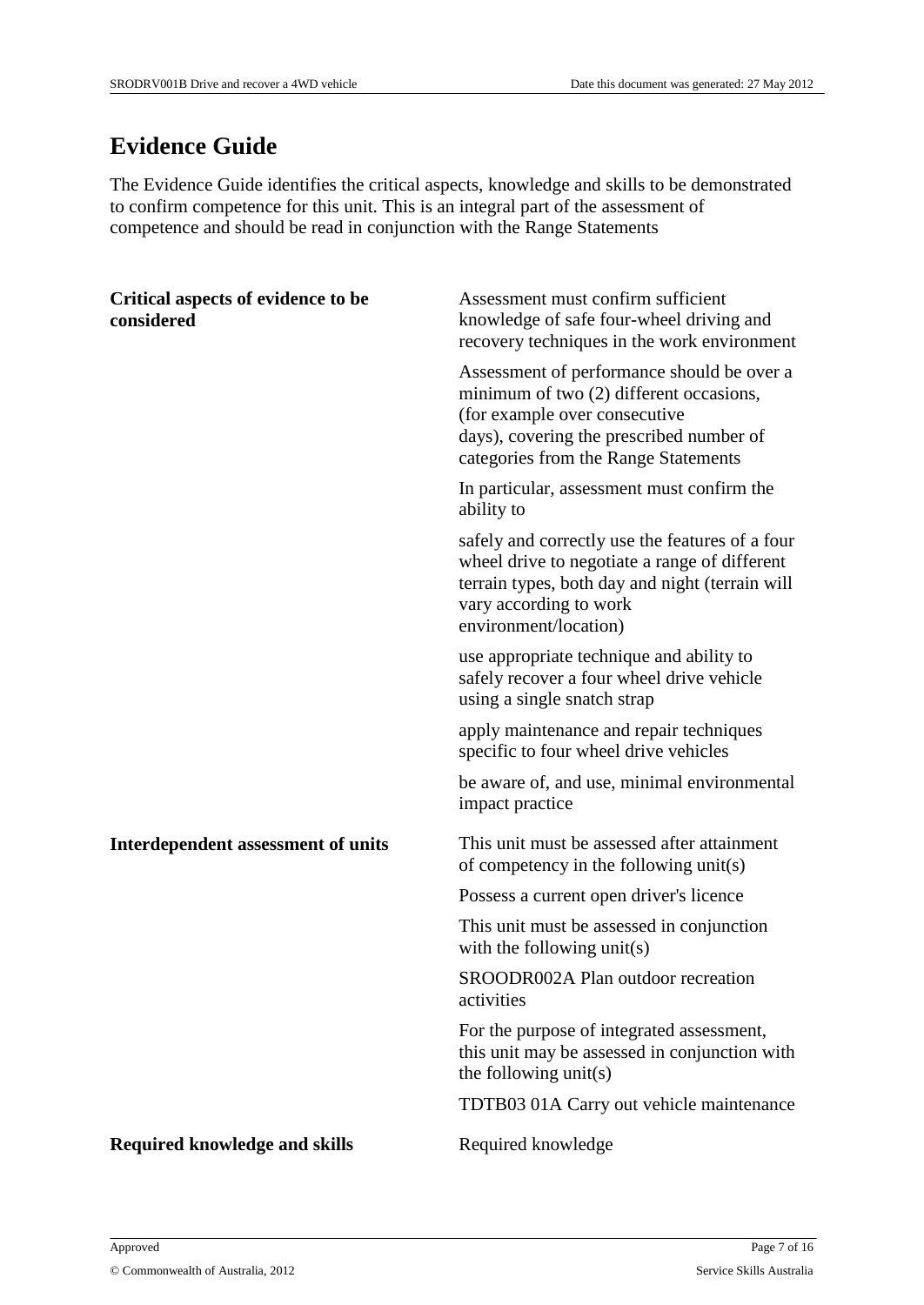## Evidence Guide

The Evidence Guide identifies the critical aspects, knowledge and skills to be demonstrated to confirm competence for this unit. This is an integral part of the assessment of competence and should be read in conjunction with the Range Statements

| | |
|---|---|
| **Critical aspects of evidence to be considered** | Assessment must confirm sufficient knowledge of safe four-wheel driving and recovery techniques in the work environment<br><br>Assessment of performance should be over a minimum of two (2) different occasions, (for example over consecutive days), covering the prescribed number of categories from the Range Statements<br><br>In particular, assessment must confirm the ability to<br><br>safely and correctly use the features of a four wheel drive to negotiate a range of different terrain types, both day and night (terrain will vary according to work environment/location)<br><br>use appropriate technique and ability to safely recover a four wheel drive vehicle using a single snatch strap<br><br>apply maintenance and repair techniques specific to four wheel drive vehicles<br><br>be aware of, and use, minimal environmental impact practice |
| **Interdependent assessment of units** | This unit must be assessed after attainment of competency in the following unit(s)<br><br>Possess a current open driver's licence<br><br>This unit must be assessed in conjunction with the following unit(s)<br><br>SROODR002A Plan outdoor recreation activities<br><br>For the purpose of integrated assessment, this unit may be assessed in conjunction with the following unit(s)<br><br>TDTB03 01A Carry out vehicle maintenance |
| **Required knowledge and skills** | Required knowledge |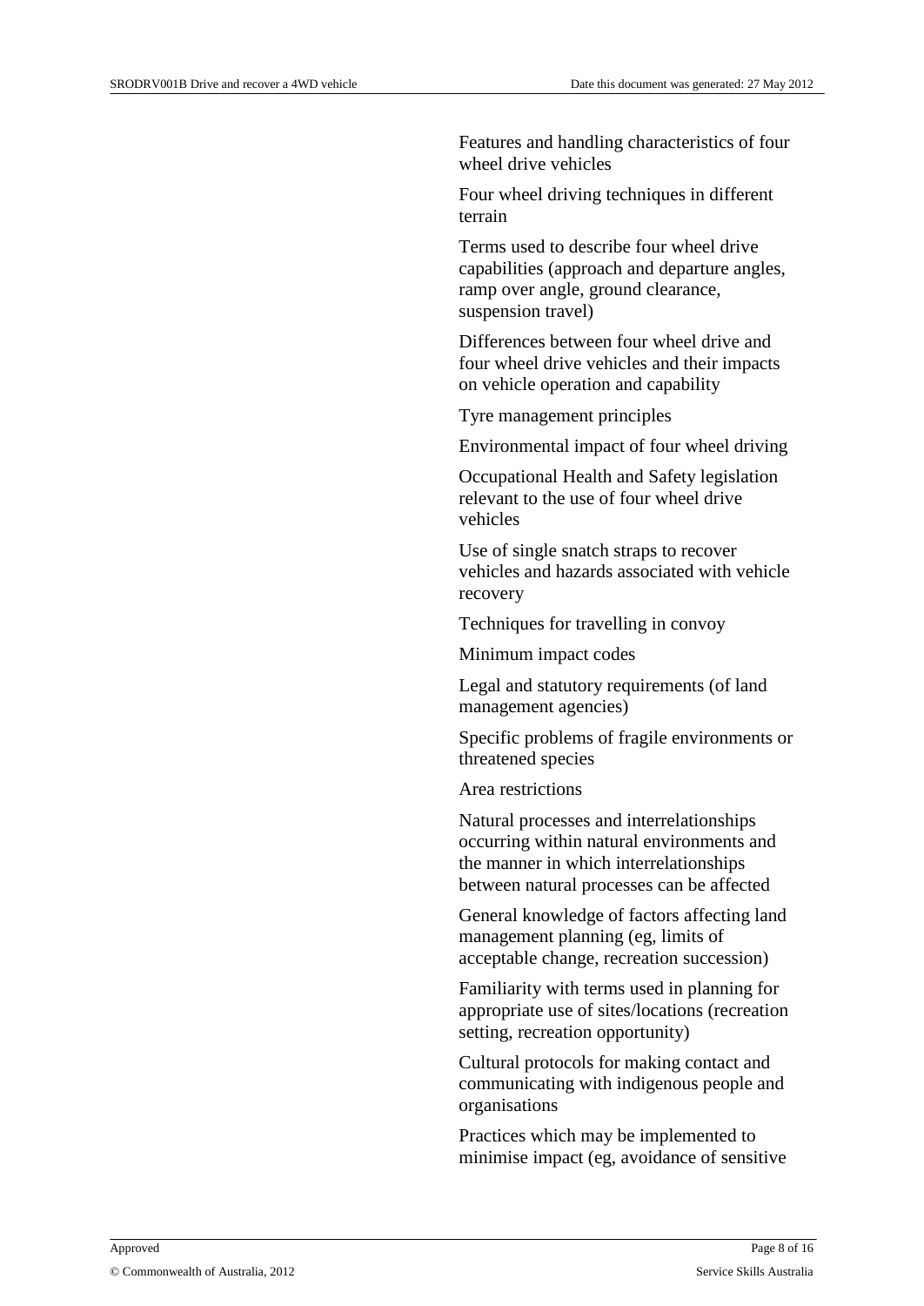Features and handling characteristics of four wheel drive vehicles

Four wheel driving techniques in different terrain

Terms used to describe four wheel drive capabilities (approach and departure angles, ramp over angle, ground clearance, suspension travel)

Differences between four wheel drive and four wheel drive vehicles and their impacts on vehicle operation and capability

Tyre management principles

Environmental impact of four wheel driving

Occupational Health and Safety legislation relevant to the use of four wheel drive vehicles

Use of single snatch straps to recover vehicles and hazards associated with vehicle recovery

Techniques for travelling in convoy

Minimum impact codes

Legal and statutory requirements (of land management agencies)

Specific problems of fragile environments or threatened species

Area restrictions

Natural processes and interrelationships occurring within natural environments and the manner in which interrelationships between natural processes can be affected

General knowledge of factors affecting land management planning (eg, limits of acceptable change, recreation succession)

Familiarity with terms used in planning for appropriate use of sites/locations (recreation setting, recreation opportunity)

Cultural protocols for making contact and communicating with indigenous people and organisations

Practices which may be implemented to minimise impact (eg, avoidance of sensitive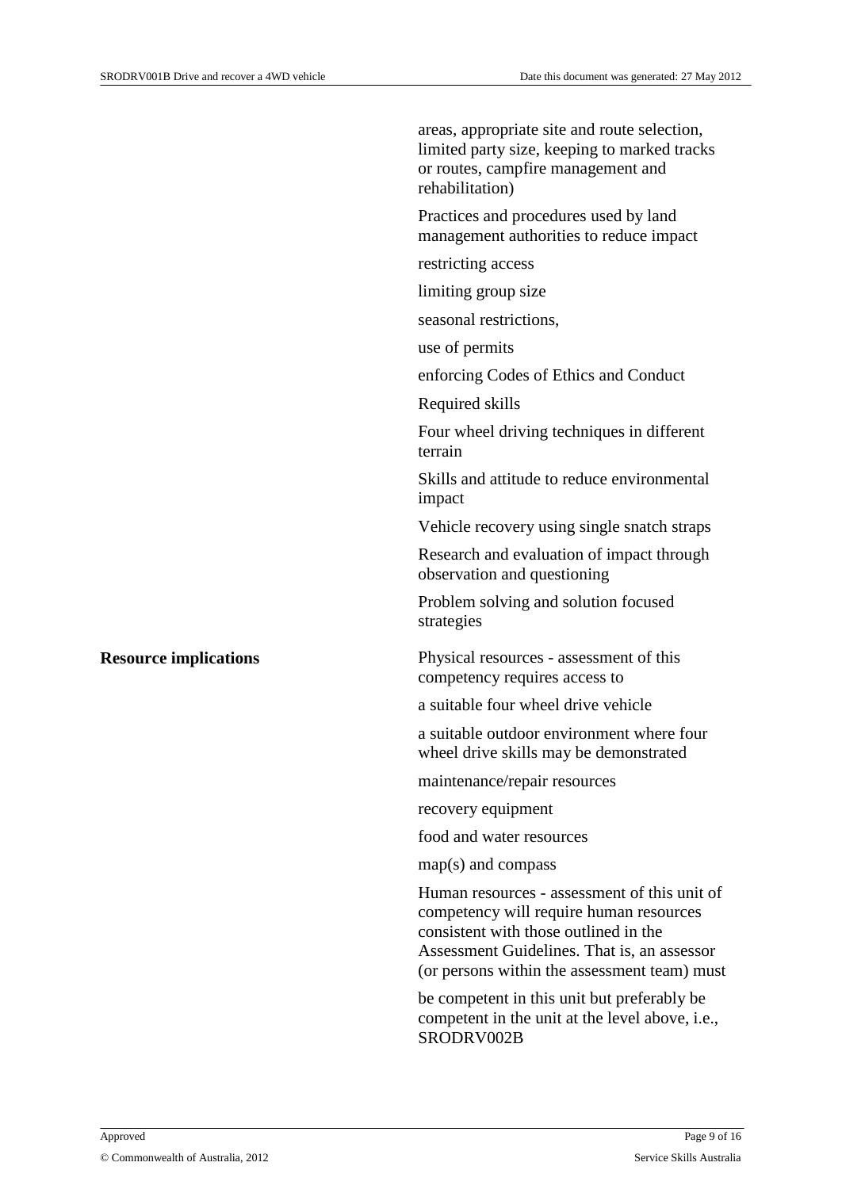| | |
|---|---|
| | areas, appropriate site and route selection, limited party size, keeping to marked tracks or routes, campfire management and rehabilitation) |
| | Practices and procedures used by land management authorities to reduce impact |
| | restricting access |
| | limiting group size |
| | seasonal restrictions, |
| | use of permits |
| | enforcing Codes of Ethics and Conduct |
| | Required skills |
| | Four wheel driving techniques in different terrain |
| | Skills and attitude to reduce environmental impact |
| | Vehicle recovery using single snatch straps |
| | Research and evaluation of impact through observation and questioning |
| | Problem solving and solution focused strategies |
| **Resource implications** | Physical resources - assessment of this competency requires access to |
| | a suitable four wheel drive vehicle |
| | a suitable outdoor environment where four wheel drive skills may be demonstrated |
| | maintenance/repair resources |
| | recovery equipment |
| | food and water resources |
| | map(s) and compass |
| | Human resources - assessment of this unit of competency will require human resources consistent with those outlined in the Assessment Guidelines. That is, an assessor (or persons within the assessment team) must |
| | be competent in this unit but preferably be competent in the unit at the level above, i.e., SRODRV002B |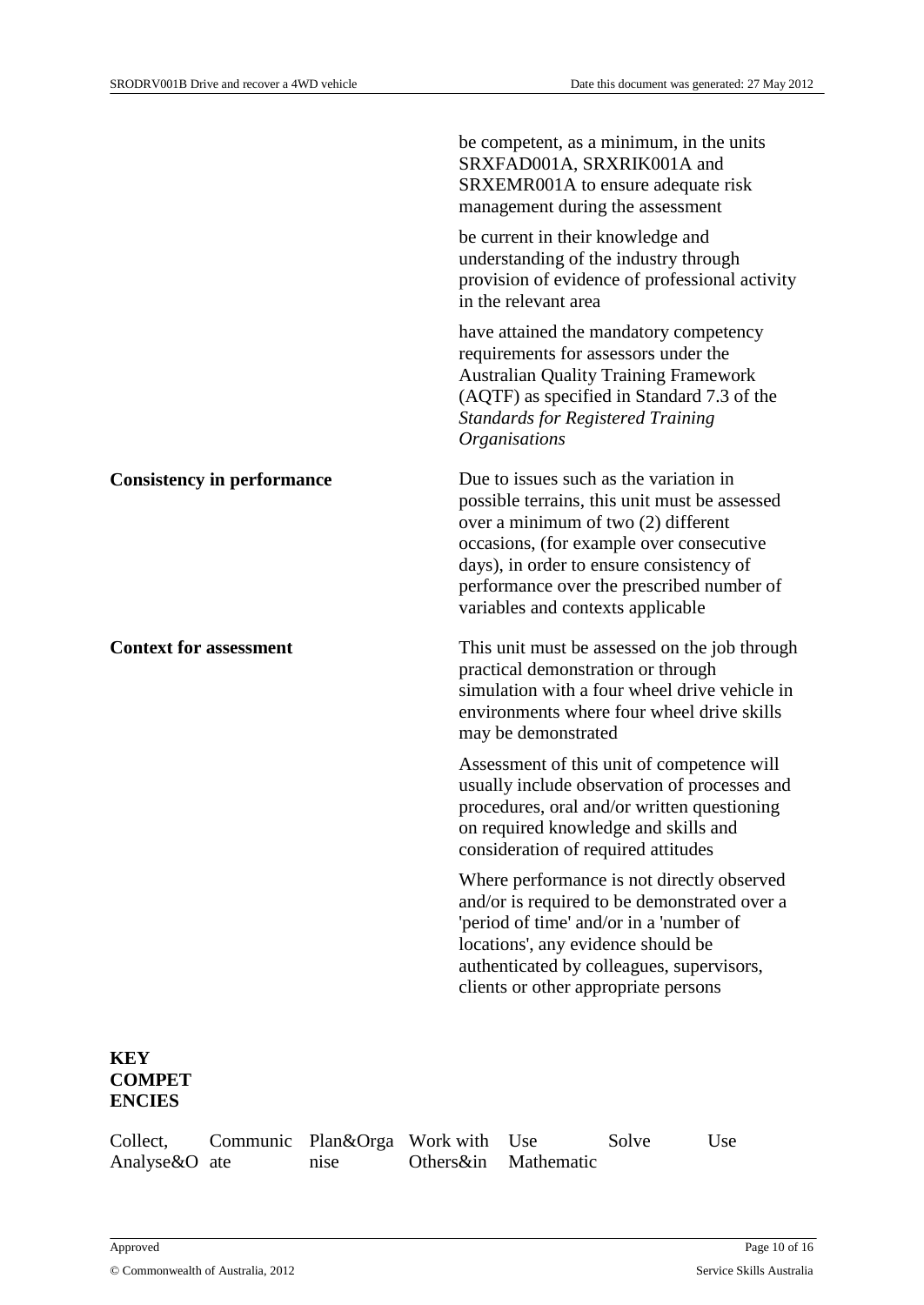| | |
|---|---|
| | be competent, as a minimum, in the units SRXFAD001A, SRXRIK001A and SRXEMR001A to ensure adequate risk management during the assessment |
| | be current in their knowledge and understanding of the industry through provision of evidence of professional activity in the relevant area |
| | have attained the mandatory competency requirements for assessors under the Australian Quality Training Framework (AQTF) as specified in Standard 7.3 of the *Standards for Registered Training Organisations* |
| **Consistency in performance** | Due to issues such as the variation in possible terrains, this unit must be assessed over a minimum of two (2) different occasions, (for example over consecutive days), in order to ensure consistency of performance over the prescribed number of variables and contexts applicable |
| **Context for assessment** | This unit must be assessed on the job through practical demonstration or through simulation with a four wheel drive vehicle in environments where four wheel drive skills may be demonstrated |
| | Assessment of this unit of competence will usually include observation of processes and procedures, oral and/or written questioning on required knowledge and skills and consideration of required attitudes |
| | Where performance is not directly observed and/or is required to be demonstrated over a 'period of time' and/or in a 'number of locations', any evidence should be authenticated by colleagues, supervisors, clients or other appropriate persons |

**KEY COMPETENCIES**

| Collect, Analyse&O | Communicate | Plan&Organise | Work with Others&in | Use Mathematic | Solve | Use |
|---|---|---|---|---|---|---|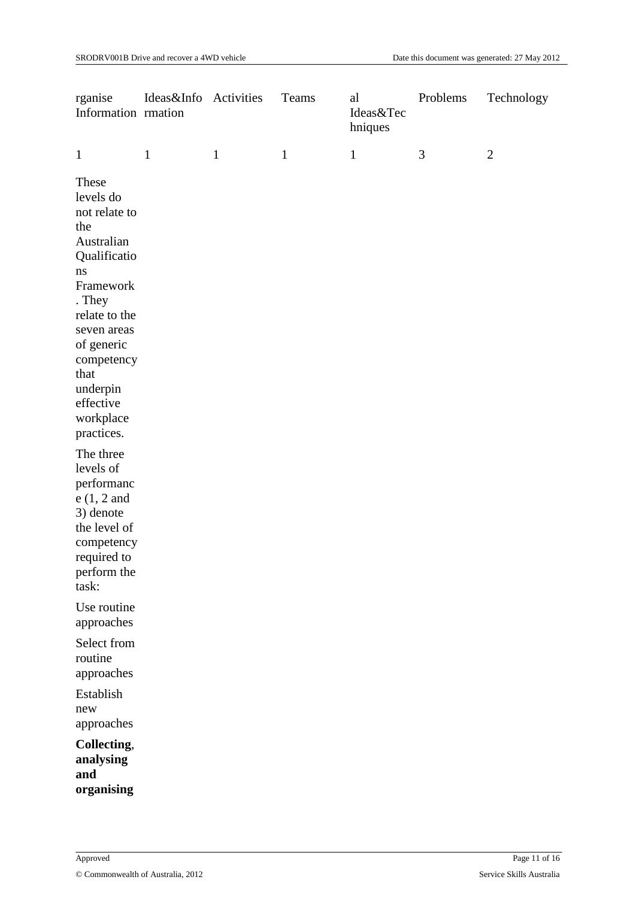| rganise Information | Ideas&Info rmation | Activities | Teams | al Ideas&Tec hniques | Problems | Technology |
|---|---|---|---|---|---|---|
| 1 | 1 | 1 | 1 | 1 | 3 | 2 |

These levels do not relate to the Australian Qualifications Framework. They relate to the seven areas of generic competency that underpin effective workplace practices.

The three levels of performance (1, 2 and 3) denote the level of competency required to perform the task:

Use routine approaches

Select from routine approaches

Establish new approaches

**Collecting, analysing and organising**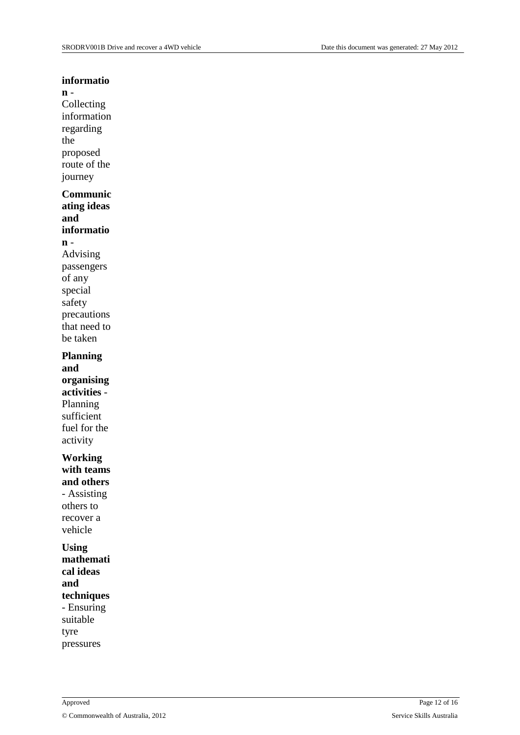**information** - Collecting information regarding the proposed route of the journey

**Communicating ideas and information** - Advising passengers of any special safety precautions that need to be taken

**Planning and organising activities** - Planning sufficient fuel for the activity

**Working with teams and others** - Assisting others to recover a vehicle

**Using mathematical ideas and techniques** - Ensuring suitable tyre pressures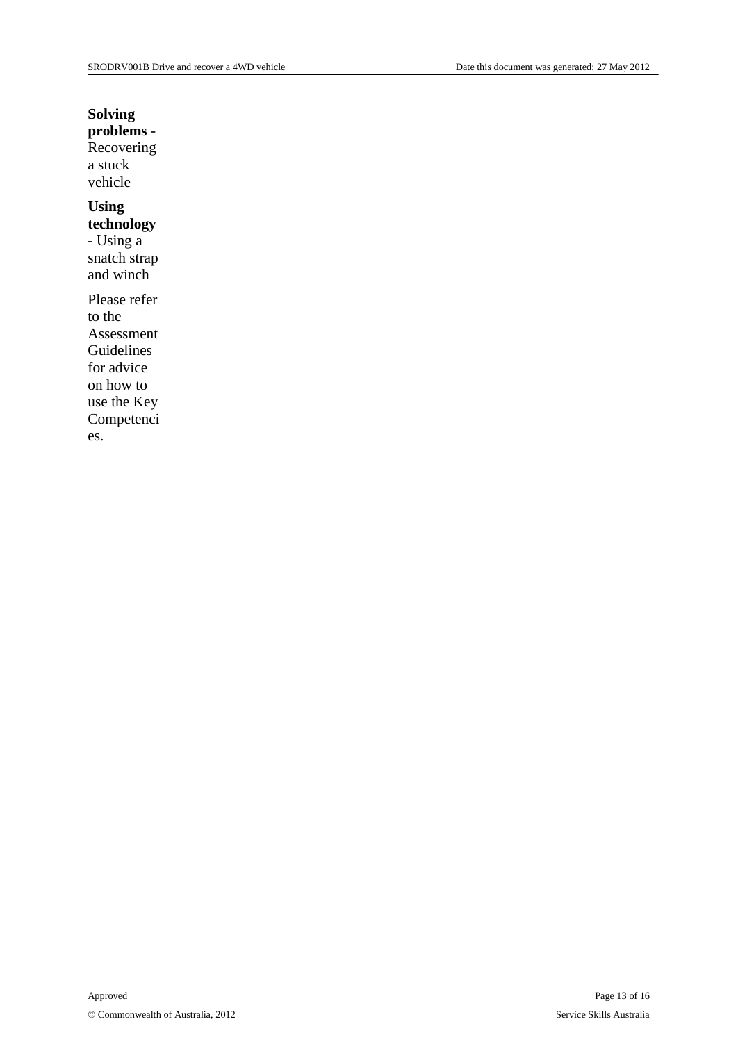**Solving problems** - Recovering a stuck vehicle

**Using technology** - Using a snatch strap and winch

Please refer to the Assessment Guidelines for advice on how to use the Key Competencies.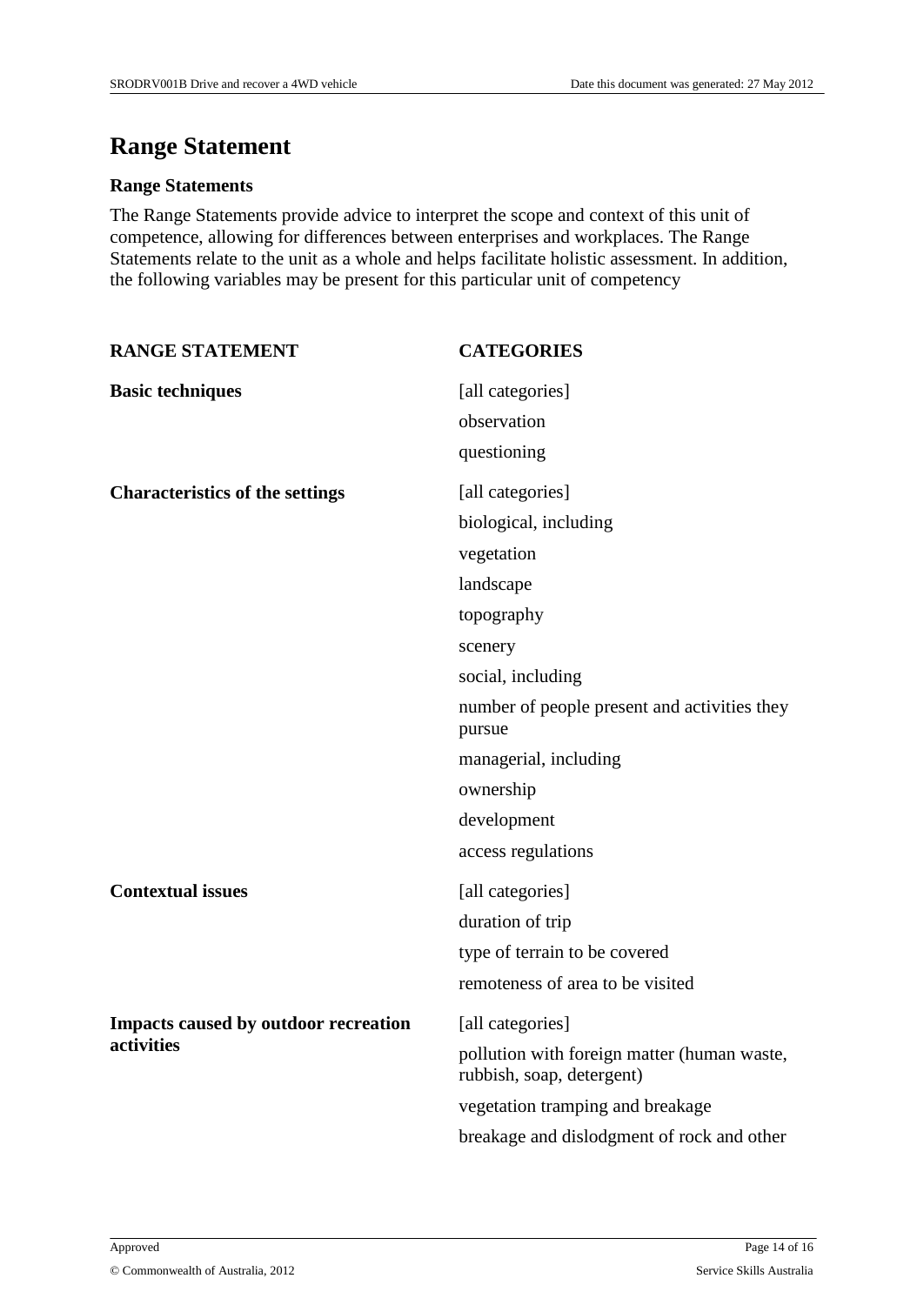# Range Statement

### Range Statements

The Range Statements provide advice to interpret the scope and context of this unit of competence, allowing for differences between enterprises and workplaces. The Range Statements relate to the unit as a whole and helps facilitate holistic assessment. In addition, the following variables may be present for this particular unit of competency

| RANGE STATEMENT | CATEGORIES |
|---|---|
| **Basic techniques** | [all categories] |
| | observation |
| | questioning |
| **Characteristics of the settings** | [all categories] |
| | biological, including |
| | vegetation |
| | landscape |
| | topography |
| | scenery |
| | social, including |
| | number of people present and activities they pursue |
| | managerial, including |
| | ownership |
| | development |
| | access regulations |
| **Contextual issues** | [all categories] |
| | duration of trip |
| | type of terrain to be covered |
| | remoteness of area to be visited |
| **Impacts caused by outdoor recreation activities** | [all categories] |
| | pollution with foreign matter (human waste, rubbish, soap, detergent) |
| | vegetation tramping and breakage |
| | breakage and dislodgment of rock and other |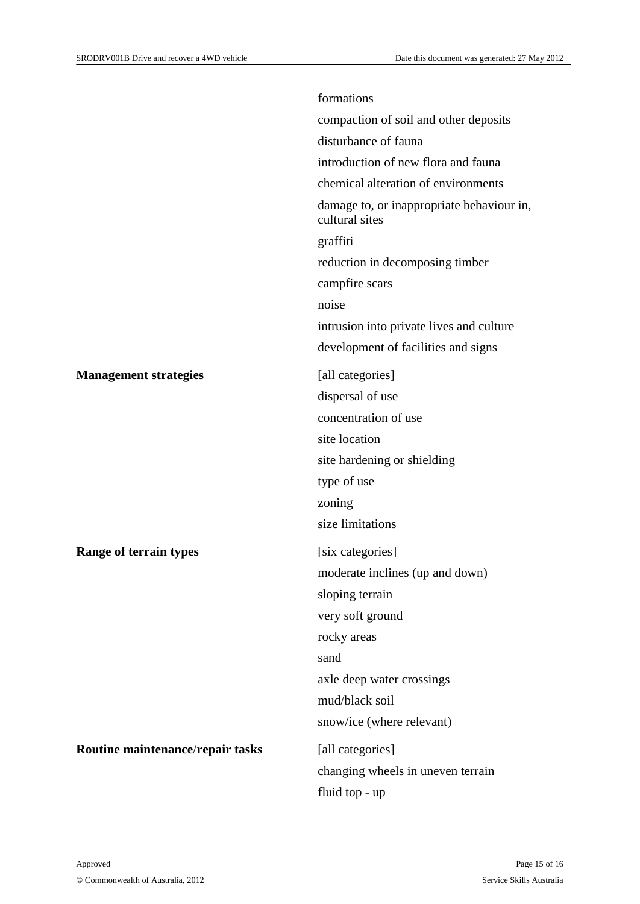| | |
|---|---|
| | formations<br>compaction of soil and other deposits<br>disturbance of fauna<br>introduction of new flora and fauna<br>chemical alteration of environments<br>damage to, or inappropriate behaviour in, cultural sites<br>graffiti<br>reduction in decomposing timber<br>campfire scars<br>noise<br>intrusion into private lives and culture<br>development of facilities and signs |
| **Management strategies** | [all categories]<br>dispersal of use<br>concentration of use<br>site location<br>site hardening or shielding<br>type of use<br>zoning<br>size limitations |
| **Range of terrain types** | [six categories]<br>moderate inclines (up and down)<br>sloping terrain<br>very soft ground<br>rocky areas<br>sand<br>axle deep water crossings<br>mud/black soil<br>snow/ice (where relevant) |
| **Routine maintenance/repair tasks** | [all categories]<br>changing wheels in uneven terrain<br>fluid top - up |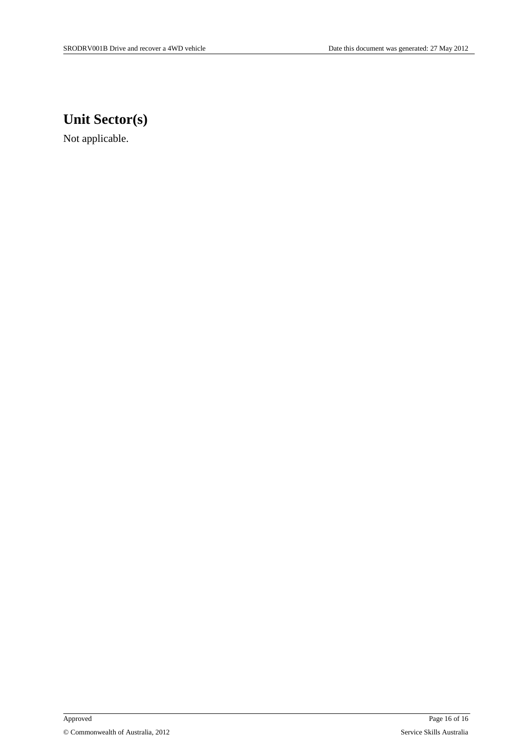## Unit Sector(s)

Not applicable.